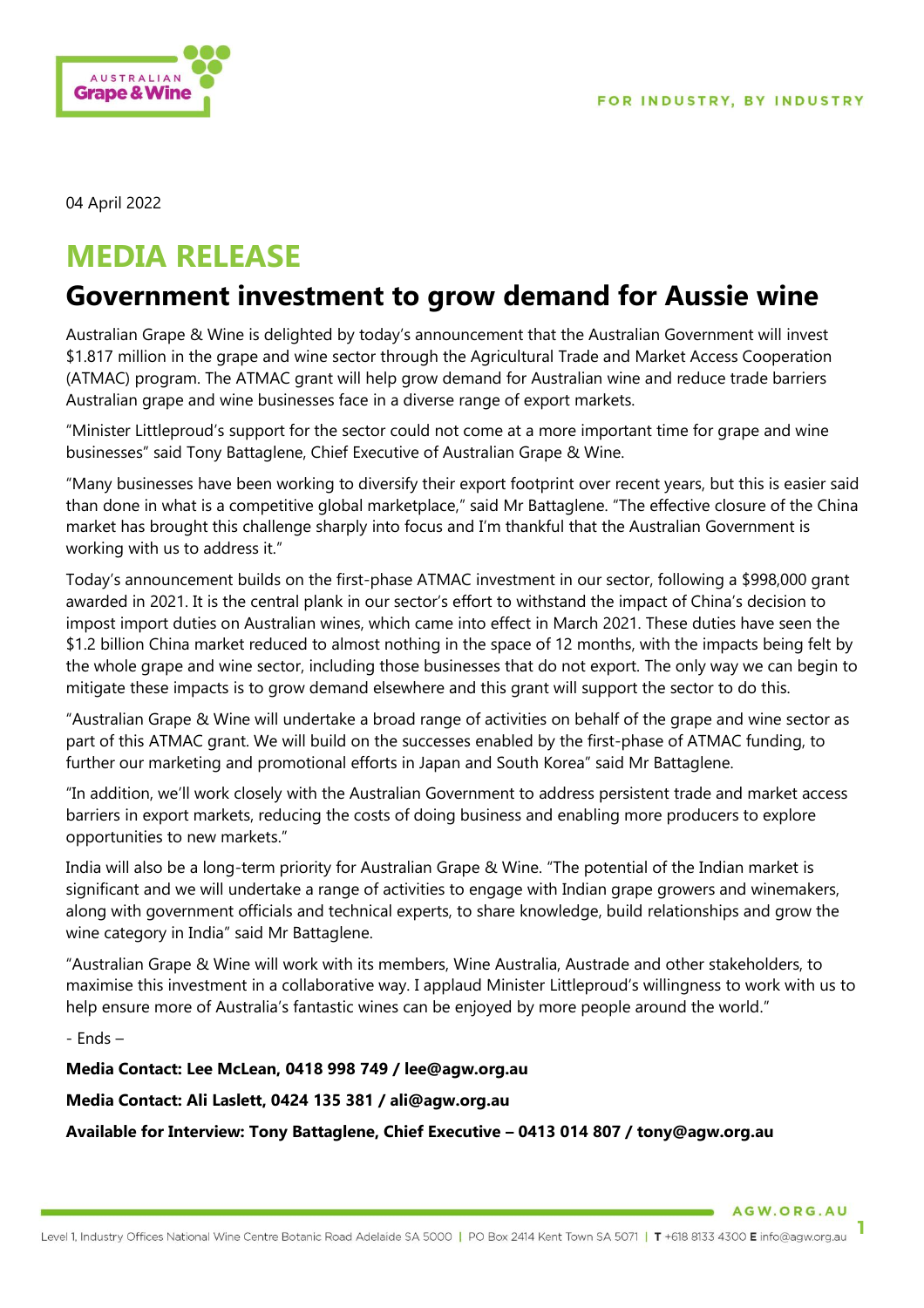04 April 2022

# MEDIA RELEASE

## Government investment to grow demand for Aussie wine

Australian Grape & Wine is delighted by today's announcement that the Australian Government will invest $1.817 million in the grape and wine sector through the Agricultural Trade and Market Access Cooperation (ATMAC) program. The ATMAC grant will help grow demand for Australian wine and reduce trade barriers Australian grape and wine businesses face in a diverse range of export markets.

"Minister Littleproud's support for the sector could not come at a more important time for grape and wine businesses" said Tony Battaglene, Chief Executive of Australian Grape & Wine.

"Many businesses have been working to diversify their export footprint over recent years, but this is easier said than done in what is a competitive global marketplace," said Mr Battaglene. "The effective closure of the China market has brought this challenge sharply into focus and I'm thankful that the Australian Government is working with us to address it."

Today's announcement builds on the first-phase ATMAC investment in our sector, following a $998,000 grant awarded in 2021. It is the central plank in our sector's effort to withstand the impact of China's decision to impost import duties on Australian wines, which came into effect in March 2021. These duties have seen the $1.2 billion China market reduced to almost nothing in the space of 12 months, with the impacts being felt by the whole grape and wine sector, including those businesses that do not export. The only way we can begin to mitigate these impacts is to grow demand elsewhere and this grant will support the sector to do this.

"Australian Grape & Wine will undertake a broad range of activities on behalf of the grape and wine sector as part of this ATMAC grant. We will build on the successes enabled by the first-phase of ATMAC funding, to further our marketing and promotional efforts in Japan and South Korea" said Mr Battaglene.

"In addition, we'll work closely with the Australian Government to address persistent trade and market access barriers in export markets, reducing the costs of doing business and enabling more producers to explore opportunities to new markets."

India will also be a long-term priority for Australian Grape & Wine. "The potential of the Indian market is significant and we will undertake a range of activities to engage with Indian grape growers and winemakers, along with government officials and technical experts, to share knowledge, build relationships and grow the wine category in India" said Mr Battaglene.

"Australian Grape & Wine will work with its members, Wine Australia, Austrade and other stakeholders, to maximise this investment in a collaborative way. I applaud Minister Littleproud's willingness to work with us to help ensure more of Australia's fantastic wines can be enjoyed by more people around the world."

- Ends –

**Media Contact: Lee McLean, 0418 998 749 / lee@agw.org.au**

**Media Contact: Ali Laslett, 0424 135 381 / ali@agw.org.au**

**Available for Interview: Tony Battaglene, Chief Executive – 0413 014 807 / tony@agw.org.au**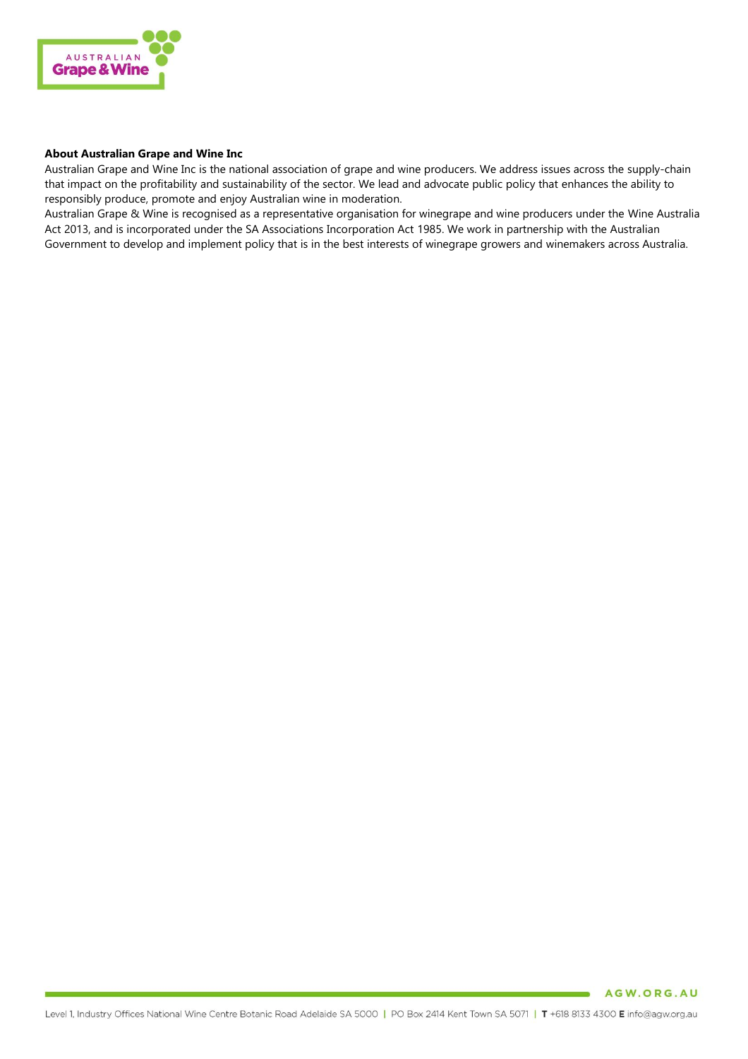**About Australian Grape and Wine Inc**

Australian Grape and Wine Inc is the national association of grape and wine producers. We address issues across the supply-chain that impact on the profitability and sustainability of the sector. We lead and advocate public policy that enhances the ability to responsibly produce, promote and enjoy Australian wine in moderation.

Australian Grape & Wine is recognised as a representative organisation for winegrape and wine producers under the Wine Australia Act 2013, and is incorporated under the SA Associations Incorporation Act 1985. We work in partnership with the Australian Government to develop and implement policy that is in the best interests of winegrape growers and winemakers across Australia.